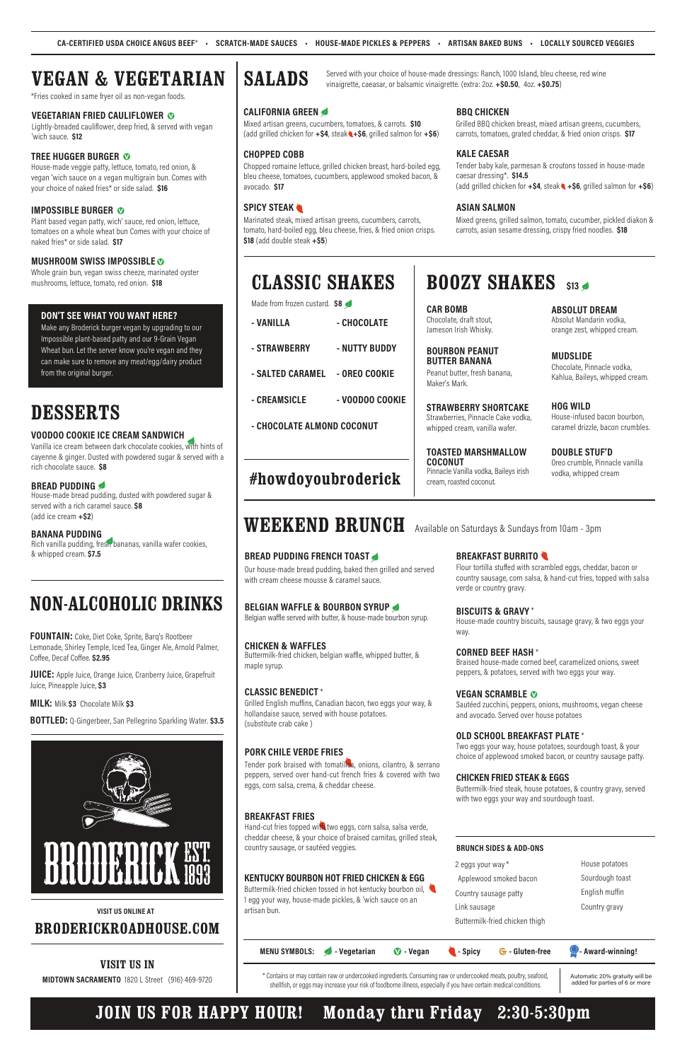CA-CERTIFIED USDA CHOICE ANGUS BEEF* • SCRATCH-MADE SAUCES • HOUSE-MADE PICKLES & PEPPERS • ARTISAN BAKED BUNS • LOCALLY SOURCED VEGGIES

# VEGAN & VEGETARIAN

*Fries cooked in same fryer oil as non-vegan foods.

### VEGETARIAN FRIED CAULIFLOWER
Lightly-breaded cauliflower, deep fried, & served with vegan 'wich sauce. **$12**

### TREE HUGGER BURGER
House-made veggie patty, lettuce, tomato, red onion, & vegan 'wich sauce on a vegan multigrain bun. Comes with your choice of naked fries* or side salad. **$16**

### IMPOSSIBLE BURGER
Plant based vegan patty, wich' sauce, red onion, lettuce, tomatoes on a whole wheat bun Comes with your choice of naked fries* or side salad. **$17**

### MUSHROOM SWISS IMPOSSIBLE
Whole grain bun, vegan swiss cheeze, marinated oyster mushrooms, lettuce, tomato, red onion. **$18**

### DON'T SEE WHAT YOU WANT HERE?
Make any Broderick burger vegan by upgrading to our Impossible plant-based patty and our 9-Grain Vegan Wheat bun. Let the server know you're vegan and they can make sure to remove any meat/egg/dairy product from the original burger.

# DESSERTS

### VOODOO COOKIE ICE CREAM SANDWICH
Vanilla ice cream between dark chocolate cookies, with hints of cayenne & ginger. Dusted with powdered sugar & served with a rich chocolate sauce. **$8**

### BREAD PUDDING
House-made bread pudding, dusted with powdered sugar & served with a rich caramel sauce. **$8**
(add ice cream **+$2**)

### BANANA PUDDING
Rich vanilla pudding, fresh bananas, vanilla wafer cookies, & whipped cream. **$7.5**

# NON-ALCOHOLIC DRINKS

**FOUNTAIN:** Coke, Diet Coke, Sprite, Barq's Rootbeer Lemonade, Shirley Temple, Iced Tea, Ginger Ale, Arnold Palmer, Coffee, Decaf Coffee. **$2.95**

**JUICE:** Apple Juice, Orange Juice, Cranberry Juice, Grapefruit Juice, Pineapple Juice, **$3**

**MILK:** Milk **$3** Chocolate Milk **$3**

**BOTTLED:** Q-Gingerbeer, San Pellegrino Sparkling Water. **$3.5**

BRODERICK EST. 1893

VISIT US ONLINE AT

**BRODERICKROADHOUSE.COM**

VISIT US IN

**MIDTOWN SACRAMENTO** 1820 L Street (916) 469-9720

# SALADS

Served with your choice of house-made dressings: Ranch, 1000 Island, bleu cheese, red wine vinaigrette, caesaar, or balsamic vinaigrette. (extra: 2oz. **+$0.50**, 4oz. **+$0.75**)

### CALIFORNIA GREEN
Mixed artisan greens, cucumbers, tomatoes, & carrots. **$10**
(add grilled chicken for **+$4**, steak **+$6**, grilled salmon for **+$6**)

### CHOPPED COBB
Chopped romaine lettuce, grilled chicken breast, hard-boiled egg, bleu cheese, tomatoes, cucumbers, applewood smoked bacon, & avocado. **$17**

### SPICY STEAK
Marinated steak, mixed artisan greens, cucumbers, carrots, tomato, hard-boiled egg, bleu cheese, fries, & fried onion crisps. **$18** (add double steak **+$5**)

### BBQ CHICKEN
Grilled BBQ chicken breast, mixed artisan greens, cucumbers, carrots, tomatoes, grated cheddar, & fried onion crisps. **$17**

### KALE CAESAR
Tender baby kale, parmesan & croutons tossed in house-made caesar dressing*. **$14.5**
(add grilled chicken for **+$4**, steak **+$6**, grilled salmon for **+$6**)

### ASIAN SALMON
Mixed greens, grilled salmon, tomato, cucumber, pickled diakon & carrots, asian sesame dressing, crispy fried noodles. **$18**

# CLASSIC SHAKES

Made from frozen custard. **$8**

- VANILLA
- CHOCOLATE
- STRAWBERRY
- NUTTY BUDDY
- SALTED CARAMEL
- OREO COOKIE
- CREAMSICLE
- VOODOO COOKIE
- CHOCOLATE ALMOND COCONUT

#howdoyoubroderick

# BOOZY SHAKES $13

### CAR BOMB
Chocolate, draft stout, Jameson Irish Whisky.

### BOURBON PEANUT BUTTER BANANA
Peanut butter, fresh banana, Maker's Mark.

### STRAWBERRY SHORTCAKE
Strawberries, Pinnacle Cake vodka, whipped cream, vanilla wafer.

### TOASTED MARSHMALLOW COCONUT
Pinnacle Vanilla vodka, Baileys irish cream, roasted coconut.

### ABSOLUT DREAM
Absolut Mandarin vodka, orange zest, whipped cream.

### MUDSLIDE
Chocolate, Pinnacle vodka, Kahlua, Baileys, whipped cream.

### HOG WILD
House-infused bacon bourbon, caramel drizzle, bacon crumbles.

### DOUBLE STUF'D
Oreo crumble, Pinnacle vanilla vodka, whipped cream

# WEEKEND BRUNCH

Available on Saturdays & Sundays from 10am - 3pm

### BREAD PUDDING FRENCH TOAST
Our house-made bread pudding, baked then grilled and served with cream cheese mousse & caramel sauce.

### BELGIAN WAFFLE & BOURBON SYRUP
Belgian waffle served with butter, & house-made bourbon syrup.

### CHICKEN & WAFFLES
Buttermilk-fried chicken, belgian waffle, whipped butter, & maple syrup.

### CLASSIC BENEDICT *
Grilled English muffins, Canadian bacon, two eggs your way, & hollandaise sauce, served with house potatoes.
(substitute crab cake )

### PORK CHILE VERDE FRIES
Tender pork braised with tomatillos, onions, cilantro, & serrano peppers, served over hand-cut french fries & covered with two eggs, corn salsa, crema, & cheddar cheese.

### BREAKFAST FRIES
Hand-cut fries topped with two eggs, corn salsa, salsa verde, cheddar cheese, & your choice of braised carnitas, grilled steak, country sausage, or sautéed veggies.

### KENTUCKY BOURBON HOT FRIED CHICKEN & EGG
Buttermilk-fried chicken tossed in hot kentucky bourbon oil, 1 egg your way, house-made pickles, & 'wich sauce on an artisan bun.

### BREAKFAST BURRITO
Flour tortilla stuffed with scrambled eggs, cheddar, bacon or country sausage, corn salsa, & hand-cut fries, topped with salsa verde or country gravy.

### BISCUITS & GRAVY *
House-made country biscuits, sausage gravy, & two eggs your way.

### CORNED BEEF HASH *
Braised house-made corned beef, caramelized onions, sweet peppers, & potatoes, served with two eggs your way.

### VEGAN SCRAMBLE
Sautéed zucchini, peppers, onions, mushrooms, vegan cheese and avocado. Served over house potatoes

### OLD SCHOOL BREAKFAST PLATE *
Two eggs your way, house potatoes, sourdough toast, & your choice of applewood smoked bacon, or country sausage patty.

### CHICKEN FRIED STEAK & EGGS
Buttermilk-fried steak, house potatoes, & country gravy, served with two eggs your way and sourdough toast.

### BRUNCH SIDES & ADD-ONS

- 2 eggs your way *
- Applewood smoked bacon
- Country sausage patty
- Link sausage
- Buttermilk-fried chicken thigh
- House potatoes
- Sourdough toast
- English muffin
- Country gravy

**MENU SYMBOLS:** - Vegetarian - Vegan - Spicy - Gluten-free - Award-winning!

* Contains or may contain raw or undercooked ingredients. Consuming raw or undercooked meats, poultry, seafood, shellfish, or eggs may increase your risk of foodborne illness, especially if you have certain medical conditions.

Automatic 20% gratuity will be added for parties of 6 or more

**JOIN US FOR HAPPY HOUR! Monday thru Friday 2:30-5:30pm**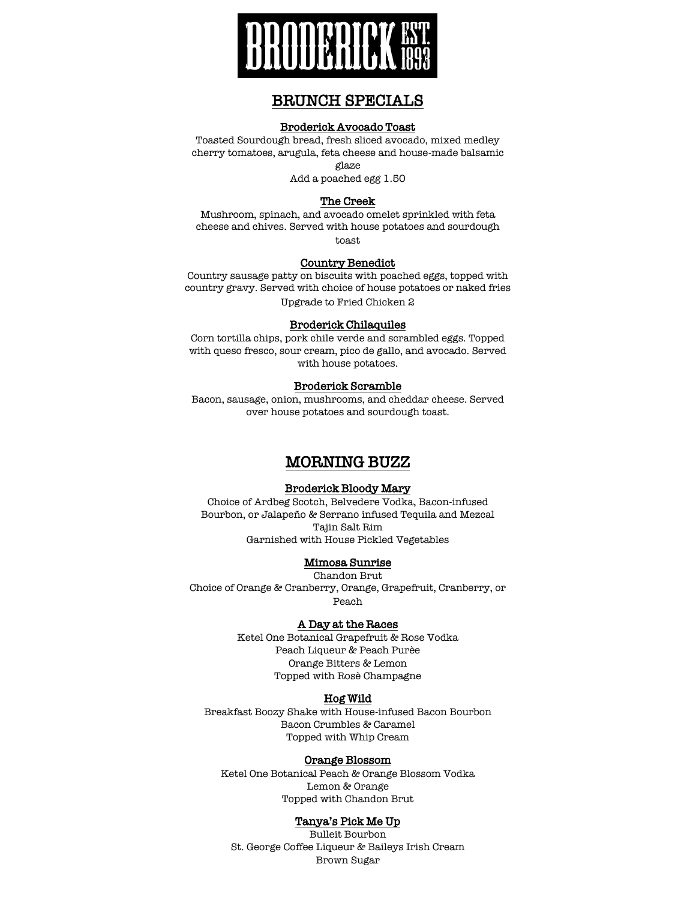# BRODERICK EST. 1893

## BRUNCH SPECIALS

### Broderick Avocado Toast

Toasted Sourdough bread, fresh sliced avocado, mixed medley cherry tomatoes, arugula, feta cheese and house-made balsamic glaze

Add a poached egg 1.50

### The Creek

Mushroom, spinach, and avocado omelet sprinkled with feta cheese and chives. Served with house potatoes and sourdough toast

### Country Benedict

Country sausage patty on biscuits with poached eggs, topped with country gravy. Served with choice of house potatoes or naked fries

Upgrade to Fried Chicken 2

### Broderick Chilaquiles

Corn tortilla chips, pork chile verde and scrambled eggs. Topped with queso fresco, sour cream, pico de gallo, and avocado. Served with house potatoes.

### Broderick Scramble

Bacon, sausage, onion, mushrooms, and cheddar cheese. Served over house potatoes and sourdough toast.

## MORNING BUZZ

### Broderick Bloody Mary

Choice of Ardbeg Scotch, Belvedere Vodka, Bacon-infused Bourbon, or Jalapeño & Serrano infused Tequila and Mezcal

Tajin Salt Rim

Garnished with House Pickled Vegetables

### Mimosa Sunrise

Chandon Brut

Choice of Orange & Cranberry, Orange, Grapefruit, Cranberry, or Peach

### A Day at the Races

Ketel One Botanical Grapefruit & Rose Vodka

Peach Liqueur & Peach Purèe

Orange Bitters & Lemon

Topped with Rosè Champagne

### Hog Wild

Breakfast Boozy Shake with House-infused Bacon Bourbon

Bacon Crumbles & Caramel

Topped with Whip Cream

### Orange Blossom

Ketel One Botanical Peach & Orange Blossom Vodka

Lemon & Orange

Topped with Chandon Brut

### Tanya's Pick Me Up

Bulleit Bourbon

St. George Coffee Liqueur & Baileys Irish Cream

Brown Sugar